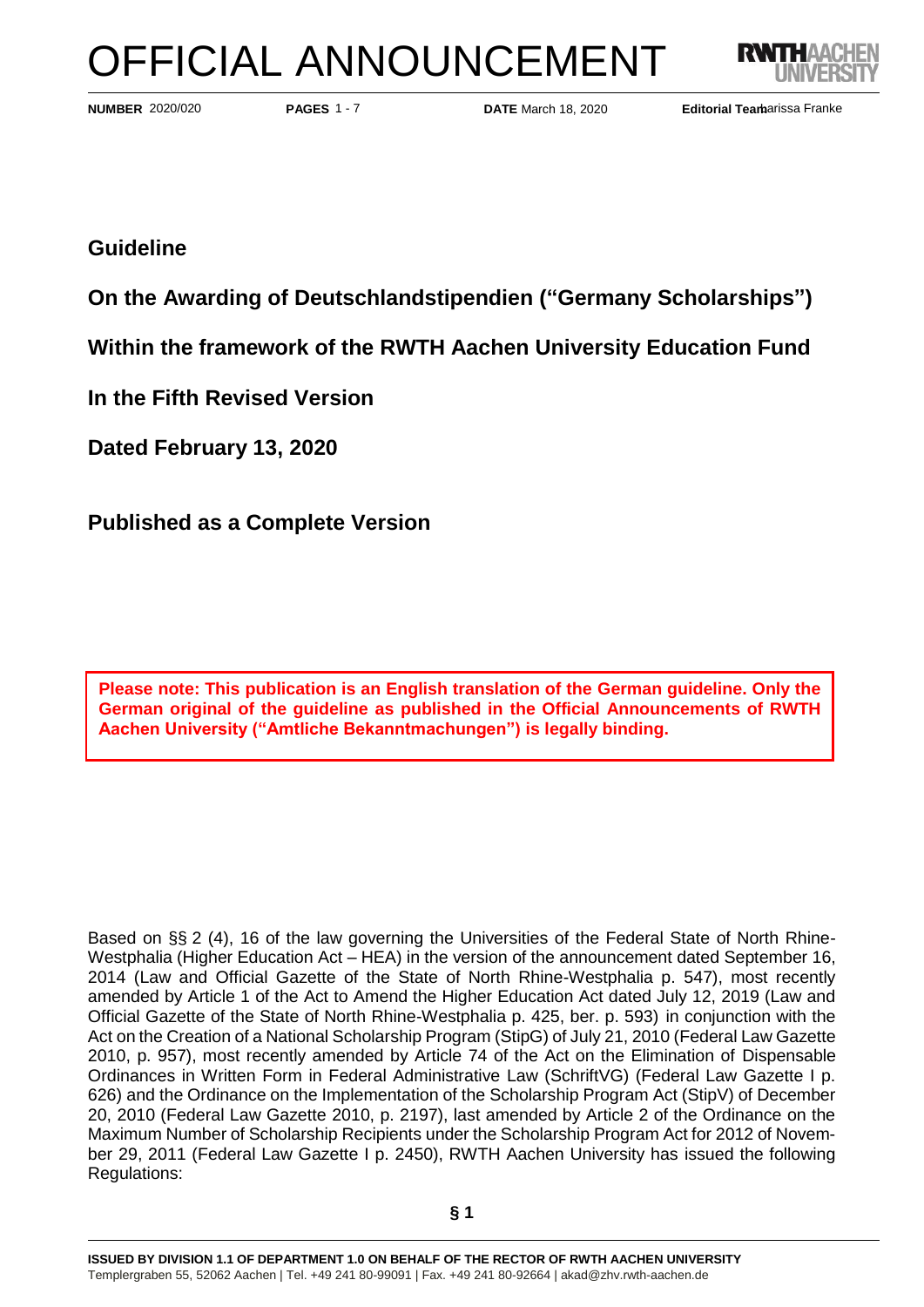# OFFICIAL ANNOUNCEMENT

**NUMBER** 2020/020 **PAGES** 1 - 7 **DATE** March 18, 2020 **Editorial Team** Larissa Franke

## Guideline

## On the Awarding of Deutschlandstipendien ("Germany Scholarships")

## Within the framework of the RWTH Aachen University Education Fund

## In the Fifth Revised Version

## Dated February 13, 2020

## Published as a Complete Version

**Please note: This publication is an English translation of the German guideline. Only the German original of the guideline as published in the Official Announcements of RWTH Aachen University ("Amtliche Bekanntmachungen") is legally binding.**

Based on §§ 2 (4), 16 of the law governing the Universities of the Federal State of North Rhine-Westphalia (Higher Education Act – HEA) in the version of the announcement dated September 16, 2014 (Law and Official Gazette of the State of North Rhine-Westphalia p. 547), most recently amended by Article 1 of the Act to Amend the Higher Education Act dated July 12, 2019 (Law and Official Gazette of the State of North Rhine-Westphalia p. 425, ber. p. 593) in conjunction with the Act on the Creation of a National Scholarship Program (StipG) of July 21, 2010 (Federal Law Gazette 2010, p. 957), most recently amended by Article 74 of the Act on the Elimination of Dispensable Ordinances in Written Form in Federal Administrative Law (SchriftVG) (Federal Law Gazette I p. 626) and the Ordinance on the Implementation of the Scholarship Program Act (StipV) of December 20, 2010 (Federal Law Gazette 2010, p. 2197), last amended by Article 2 of the Ordinance on the Maximum Number of Scholarship Recipients under the Scholarship Program Act for 2012 of November 29, 2011 (Federal Law Gazette I p. 2450), RWTH Aachen University has issued the following Regulations:

**§ 1**

ISSUED BY DIVISION 1.1 OF DEPARTMENT 1.0 ON BEHALF OF THE RECTOR OF RWTH AACHEN UNIVERSITY
Templergraben 55, 52062 Aachen | Tel. +49 241 80-99091 | Fax. +49 241 80-92664 | akad@zhv.rwth-aachen.de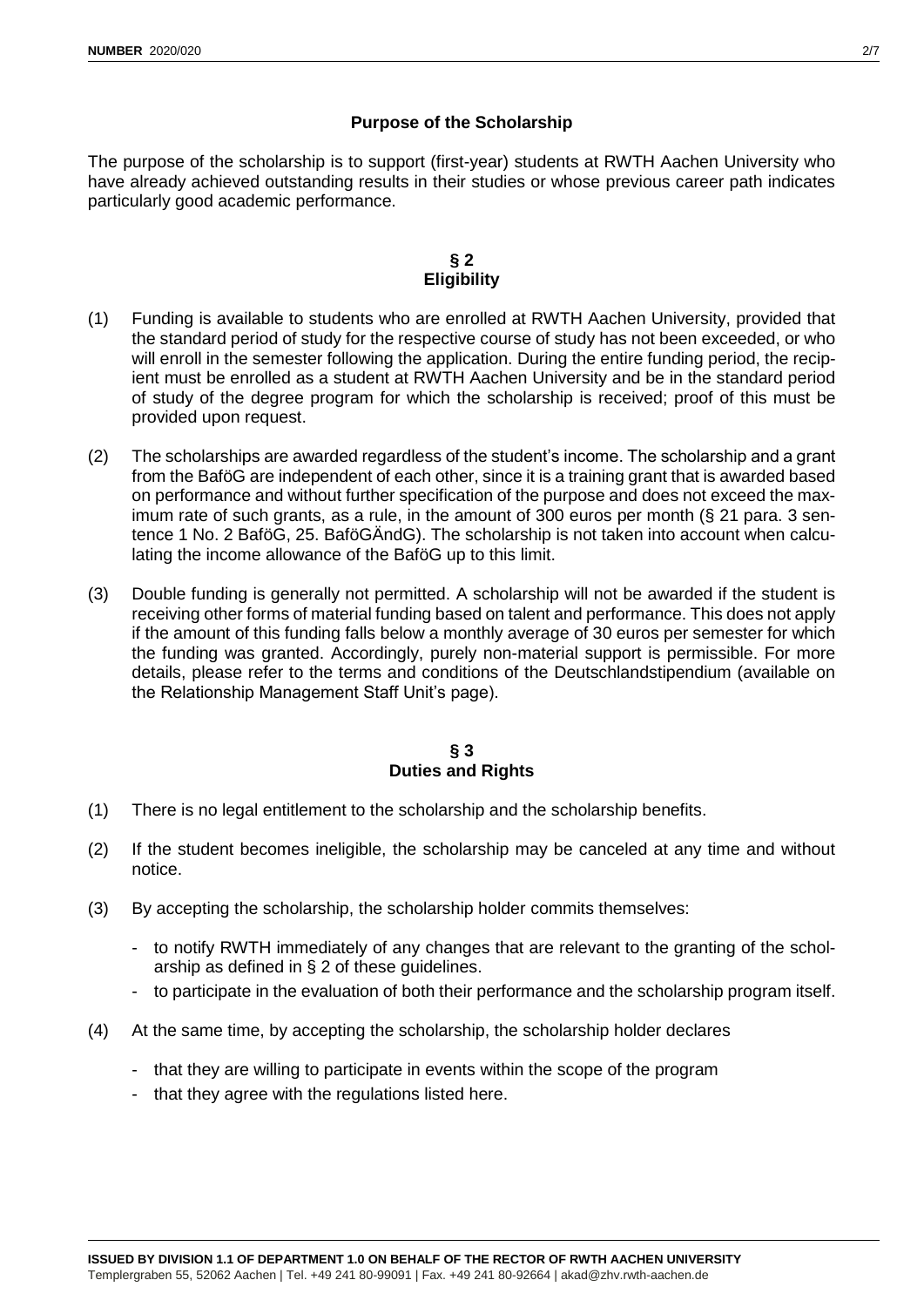**Purpose of the Scholarship**

The purpose of the scholarship is to support (first-year) students at RWTH Aachen University who have already achieved outstanding results in their studies or whose previous career path indicates particularly good academic performance.

**§ 2**
**Eligibility**

(1) Funding is available to students who are enrolled at RWTH Aachen University, provided that the standard period of study for the respective course of study has not been exceeded, or who will enroll in the semester following the application. During the entire funding period, the recipient must be enrolled as a student at RWTH Aachen University and be in the standard period of study of the degree program for which the scholarship is received; proof of this must be provided upon request.

(2) The scholarships are awarded regardless of the student's income. The scholarship and a grant from the BaföG are independent of each other, since it is a training grant that is awarded based on performance and without further specification of the purpose and does not exceed the maximum rate of such grants, as a rule, in the amount of 300 euros per month (§ 21 para. 3 sentence 1 No. 2 BaföG, 25. BaföGÄndG). The scholarship is not taken into account when calculating the income allowance of the BaföG up to this limit.

(3) Double funding is generally not permitted. A scholarship will not be awarded if the student is receiving other forms of material funding based on talent and performance. This does not apply if the amount of this funding falls below a monthly average of 30 euros per semester for which the funding was granted. Accordingly, purely non-material support is permissible. For more details, please refer to the terms and conditions of the Deutschlandstipendium (available on the Relationship Management Staff Unit's page).

**§ 3**
**Duties and Rights**

(1) There is no legal entitlement to the scholarship and the scholarship benefits.

(2) If the student becomes ineligible, the scholarship may be canceled at any time and without notice.

(3) By accepting the scholarship, the scholarship holder commits themselves:

- to notify RWTH immediately of any changes that are relevant to the granting of the scholarship as defined in § 2 of these guidelines.
- to participate in the evaluation of both their performance and the scholarship program itself.

(4) At the same time, by accepting the scholarship, the scholarship holder declares

- that they are willing to participate in events within the scope of the program
- that they agree with the regulations listed here.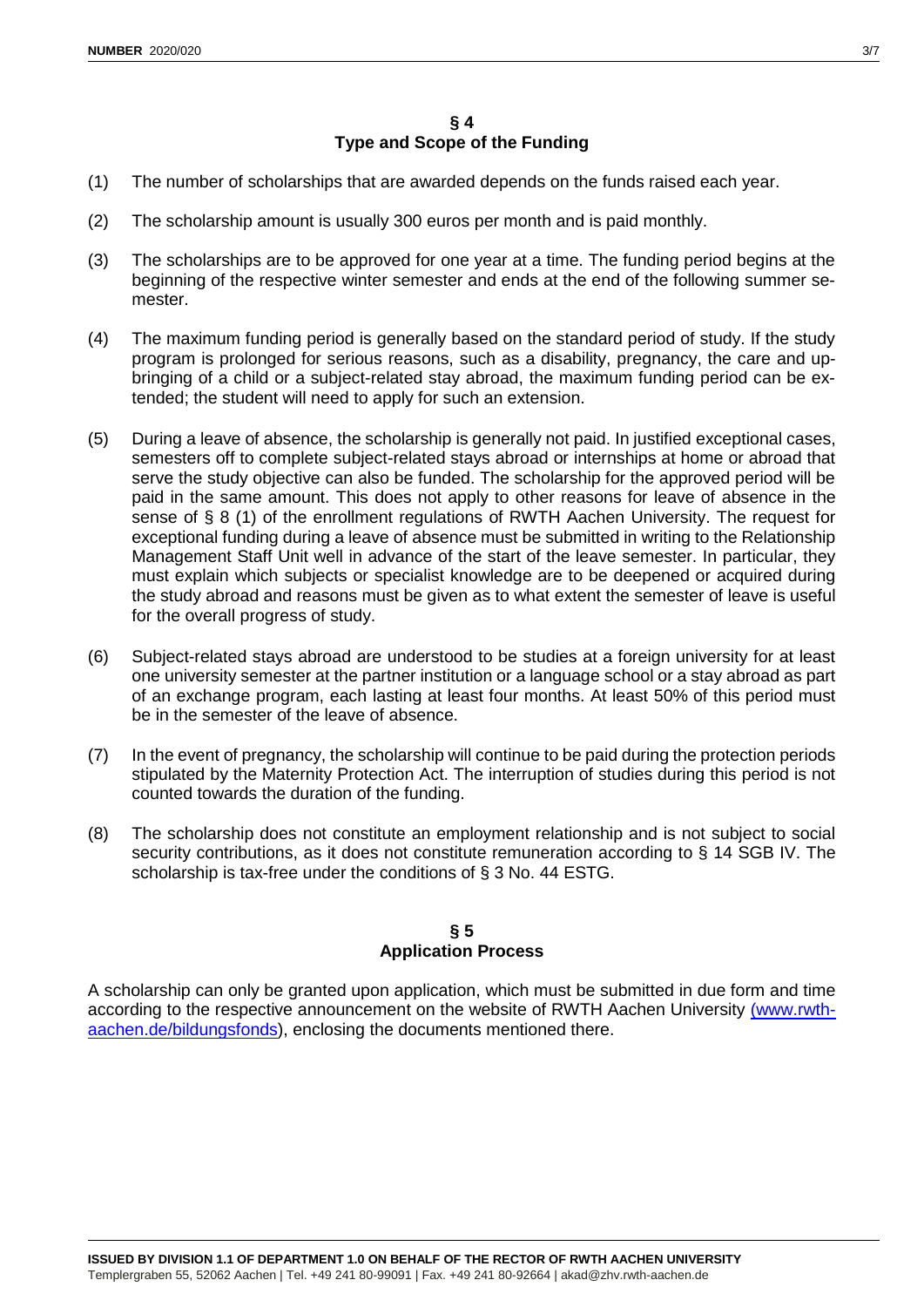## § 4
## Type and Scope of the Funding

(1) The number of scholarships that are awarded depends on the funds raised each year.

(2) The scholarship amount is usually 300 euros per month and is paid monthly.

(3) The scholarships are to be approved for one year at a time. The funding period begins at the beginning of the respective winter semester and ends at the end of the following summer semester.

(4) The maximum funding period is generally based on the standard period of study. If the study program is prolonged for serious reasons, such as a disability, pregnancy, the care and upbringing of a child or a subject-related stay abroad, the maximum funding period can be extended; the student will need to apply for such an extension.

(5) During a leave of absence, the scholarship is generally not paid. In justified exceptional cases, semesters off to complete subject-related stays abroad or internships at home or abroad that serve the study objective can also be funded. The scholarship for the approved period will be paid in the same amount. This does not apply to other reasons for leave of absence in the sense of § 8 (1) of the enrollment regulations of RWTH Aachen University. The request for exceptional funding during a leave of absence must be submitted in writing to the Relationship Management Staff Unit well in advance of the start of the leave semester. In particular, they must explain which subjects or specialist knowledge are to be deepened or acquired during the study abroad and reasons must be given as to what extent the semester of leave is useful for the overall progress of study.

(6) Subject-related stays abroad are understood to be studies at a foreign university for at least one university semester at the partner institution or a language school or a stay abroad as part of an exchange program, each lasting at least four months. At least 50% of this period must be in the semester of the leave of absence.

(7) In the event of pregnancy, the scholarship will continue to be paid during the protection periods stipulated by the Maternity Protection Act. The interruption of studies during this period is not counted towards the duration of the funding.

(8) The scholarship does not constitute an employment relationship and is not subject to social security contributions, as it does not constitute remuneration according to § 14 SGB IV. The scholarship is tax-free under the conditions of § 3 No. 44 ESTG.

## § 5
## Application Process

A scholarship can only be granted upon application, which must be submitted in due form and time according to the respective announcement on the website of RWTH Aachen University (www.rwth-aachen.de/bildungsfonds), enclosing the documents mentioned there.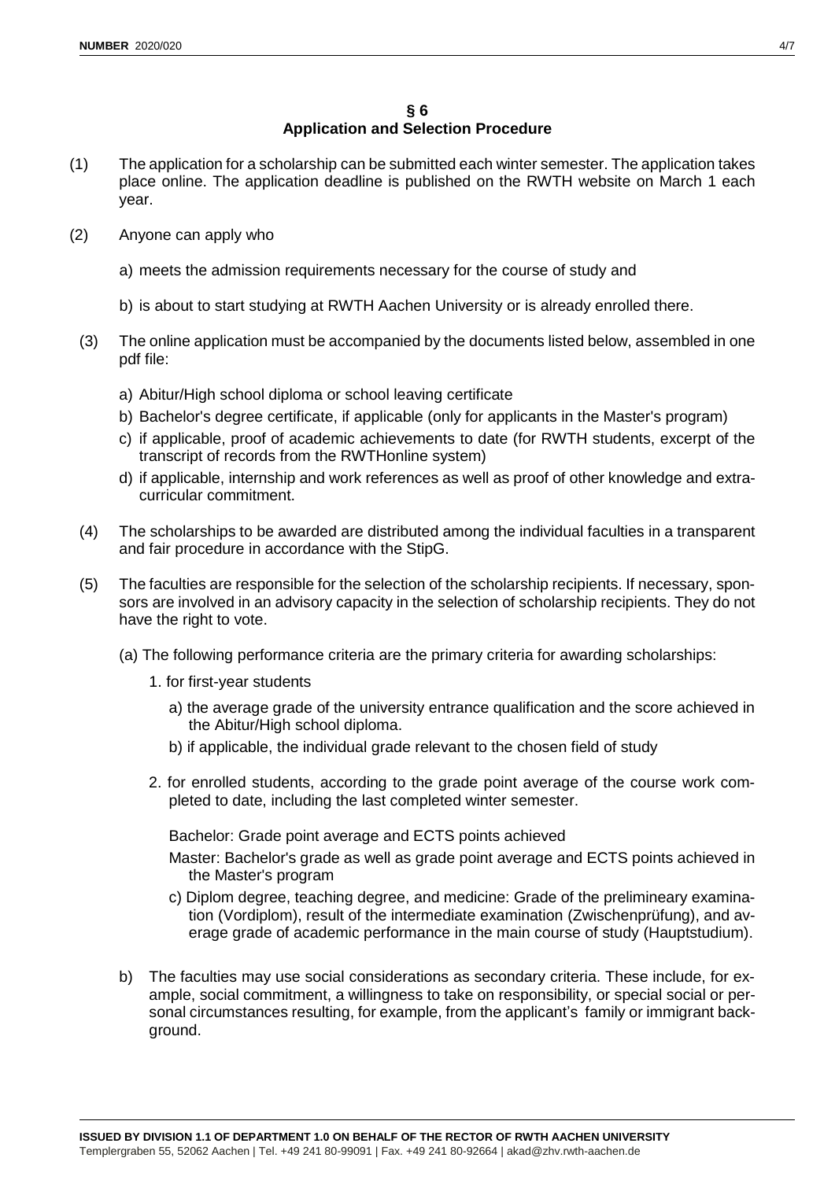## § 6 Application and Selection Procedure

(1) The application for a scholarship can be submitted each winter semester. The application takes place online. The application deadline is published on the RWTH website on March 1 each year.

(2) Anyone can apply who

a) meets the admission requirements necessary for the course of study and

b) is about to start studying at RWTH Aachen University or is already enrolled there.

(3) The online application must be accompanied by the documents listed below, assembled in one pdf file:

a) Abitur/High school diploma or school leaving certificate
b) Bachelor's degree certificate, if applicable (only for applicants in the Master's program)
c) if applicable, proof of academic achievements to date (for RWTH students, excerpt of the transcript of records from the RWTHonline system)
d) if applicable, internship and work references as well as proof of other knowledge and extracurricular commitment.

(4) The scholarships to be awarded are distributed among the individual faculties in a transparent and fair procedure in accordance with the StipG.

(5) The faculties are responsible for the selection of the scholarship recipients. If necessary, sponsors are involved in an advisory capacity in the selection of scholarship recipients. They do not have the right to vote.

(a) The following performance criteria are the primary criteria for awarding scholarships:

1. for first-year students

   a) the average grade of the university entrance qualification and the score achieved in the Abitur/High school diploma.

   b) if applicable, the individual grade relevant to the chosen field of study

2. for enrolled students, according to the grade point average of the course work completed to date, including the last completed winter semester.

   Bachelor: Grade point average and ECTS points achieved

   Master: Bachelor's grade as well as grade point average and ECTS points achieved in the Master's program

   c) Diplom degree, teaching degree, and medicine: Grade of the prelimineary examination (Vordiplom), result of the intermediate examination (Zwischenprüfung), and average grade of academic performance in the main course of study (Hauptstudium).

b) The faculties may use social considerations as secondary criteria. These include, for example, social commitment, a willingness to take on responsibility, or special social or personal circumstances resulting, for example, from the applicant's family or immigrant background.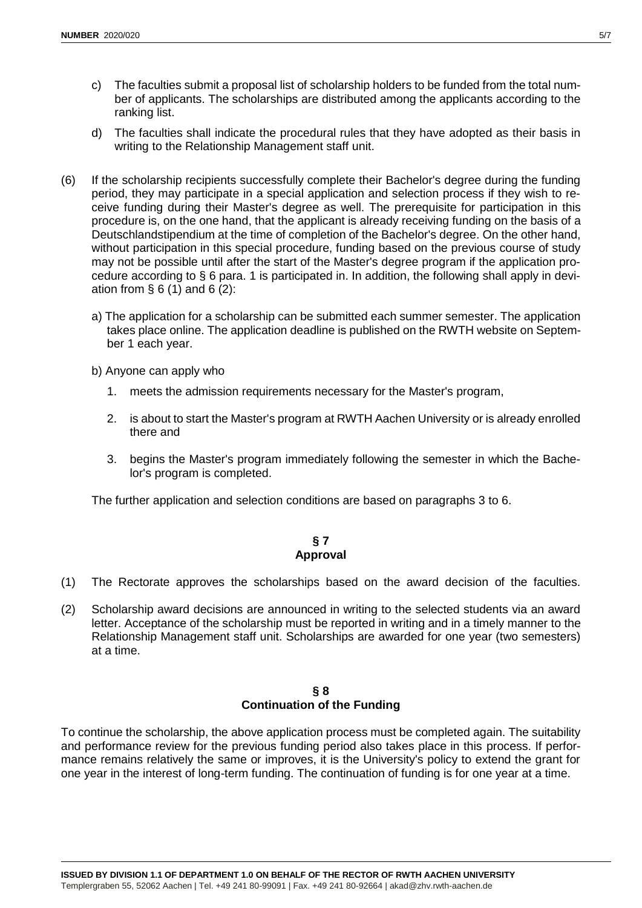c) The faculties submit a proposal list of scholarship holders to be funded from the total number of applicants. The scholarships are distributed among the applicants according to the ranking list.

d) The faculties shall indicate the procedural rules that they have adopted as their basis in writing to the Relationship Management staff unit.

(6) If the scholarship recipients successfully complete their Bachelor's degree during the funding period, they may participate in a special application and selection process if they wish to receive funding during their Master's degree as well. The prerequisite for participation in this procedure is, on the one hand, that the applicant is already receiving funding on the basis of a Deutschlandstipendium at the time of completion of the Bachelor's degree. On the other hand, without participation in this special procedure, funding based on the previous course of study may not be possible until after the start of the Master's degree program if the application procedure according to § 6 para. 1 is participated in. In addition, the following shall apply in deviation from § 6 (1) and 6 (2):

a) The application for a scholarship can be submitted each summer semester. The application takes place online. The application deadline is published on the RWTH website on September 1 each year.

b) Anyone can apply who

1. meets the admission requirements necessary for the Master's program,
2. is about to start the Master's program at RWTH Aachen University or is already enrolled there and
3. begins the Master's program immediately following the semester in which the Bachelor's program is completed.

The further application and selection conditions are based on paragraphs 3 to 6.

## § 7
## Approval

(1) The Rectorate approves the scholarships based on the award decision of the faculties.

(2) Scholarship award decisions are announced in writing to the selected students via an award letter. Acceptance of the scholarship must be reported in writing and in a timely manner to the Relationship Management staff unit. Scholarships are awarded for one year (two semesters) at a time.

## § 8
## Continuation of the Funding

To continue the scholarship, the above application process must be completed again. The suitability and performance review for the previous funding period also takes place in this process. If performance remains relatively the same or improves, it is the University's policy to extend the grant for one year in the interest of long-term funding. The continuation of funding is for one year at a time.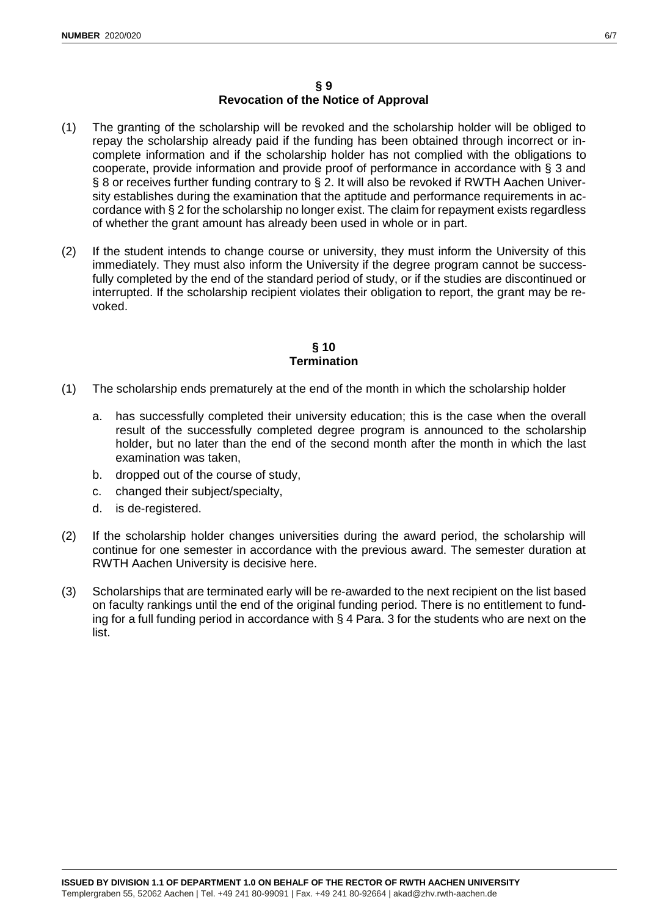## § 9
## Revocation of the Notice of Approval

(1) The granting of the scholarship will be revoked and the scholarship holder will be obliged to repay the scholarship already paid if the funding has been obtained through incorrect or incomplete information and if the scholarship holder has not complied with the obligations to cooperate, provide information and provide proof of performance in accordance with § 3 and § 8 or receives further funding contrary to § 2. It will also be revoked if RWTH Aachen University establishes during the examination that the aptitude and performance requirements in accordance with § 2 for the scholarship no longer exist. The claim for repayment exists regardless of whether the grant amount has already been used in whole or in part.

(2) If the student intends to change course or university, they must inform the University of this immediately. They must also inform the University if the degree program cannot be successfully completed by the end of the standard period of study, or if the studies are discontinued or interrupted. If the scholarship recipient violates their obligation to report, the grant may be revoked.

## § 10
## Termination

(1) The scholarship ends prematurely at the end of the month in which the scholarship holder

   a. has successfully completed their university education; this is the case when the overall result of the successfully completed degree program is announced to the scholarship holder, but no later than the end of the second month after the month in which the last examination was taken,
   b. dropped out of the course of study,
   c. changed their subject/specialty,
   d. is de-registered.

(2) If the scholarship holder changes universities during the award period, the scholarship will continue for one semester in accordance with the previous award. The semester duration at RWTH Aachen University is decisive here.

(3) Scholarships that are terminated early will be re-awarded to the next recipient on the list based on faculty rankings until the end of the original funding period. There is no entitlement to funding for a full funding period in accordance with § 4 Para. 3 for the students who are next on the list.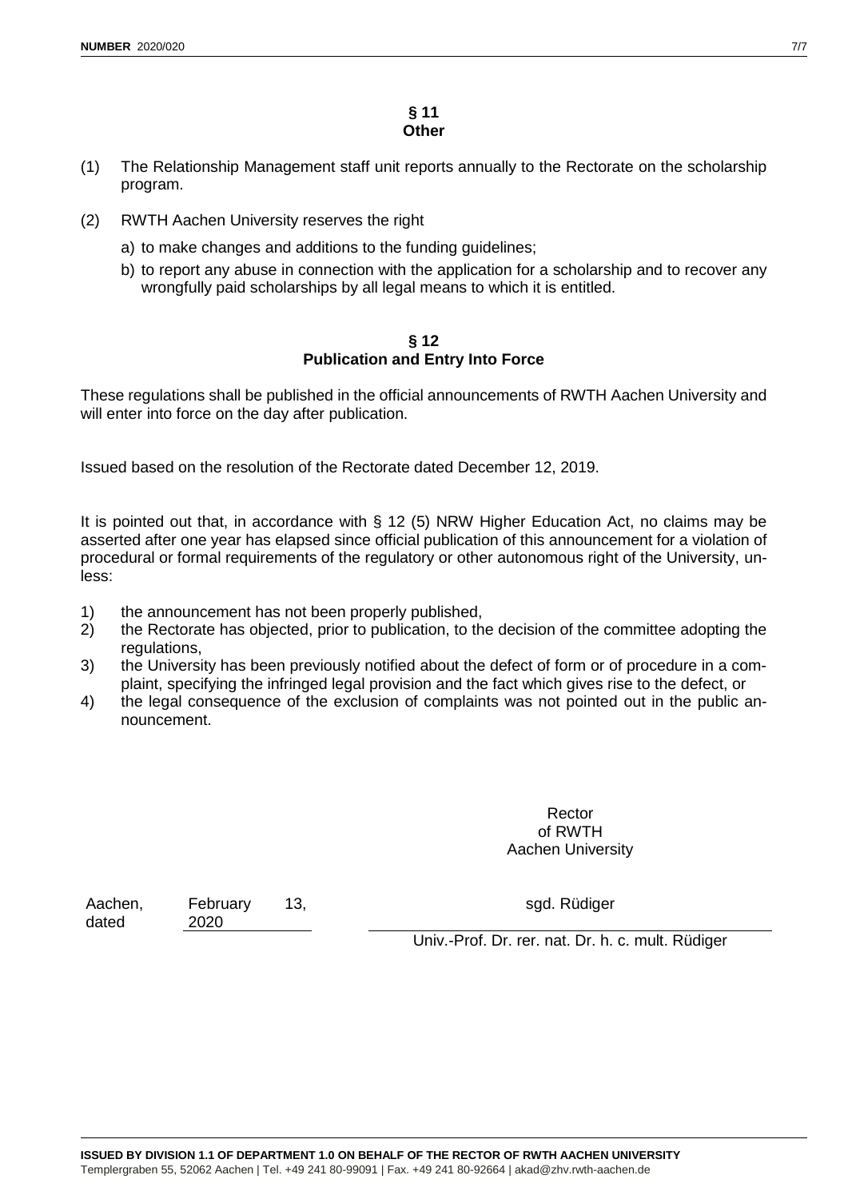## § 11
## Other

(1) The Relationship Management staff unit reports annually to the Rectorate on the scholarship program.

(2) RWTH Aachen University reserves the right

a) to make changes and additions to the funding guidelines;

b) to report any abuse in connection with the application for a scholarship and to recover any wrongfully paid scholarships by all legal means to which it is entitled.

## § 12
## Publication and Entry Into Force

These regulations shall be published in the official announcements of RWTH Aachen University and will enter into force on the day after publication.

Issued based on the resolution of the Rectorate dated December 12, 2019.

It is pointed out that, in accordance with § 12 (5) NRW Higher Education Act, no claims may be asserted after one year has elapsed since official publication of this announcement for a violation of procedural or formal requirements of the regulatory or other autonomous right of the University, unless:

1) the announcement has not been properly published,
2) the Rectorate has objected, prior to publication, to the decision of the committee adopting the regulations,
3) the University has been previously notified about the defect of form or of procedure in a complaint, specifying the infringed legal provision and the fact which gives rise to the defect, or
4) the legal consequence of the exclusion of complaints was not pointed out in the public announcement.

Rector
of RWTH
Aachen University

Aachen, dated February 13, 2020

sgd. Rüdiger

Univ.-Prof. Dr. rer. nat. Dr. h. c. mult. Rüdiger

**ISSUED BY DIVISION 1.1 OF DEPARTMENT 1.0 ON BEHALF OF THE RECTOR OF RWTH AACHEN UNIVERSITY**
Templergraben 55, 52062 Aachen | Tel. +49 241 80-99091 | Fax. +49 241 80-92664 | akad@zhv.rwth-aachen.de